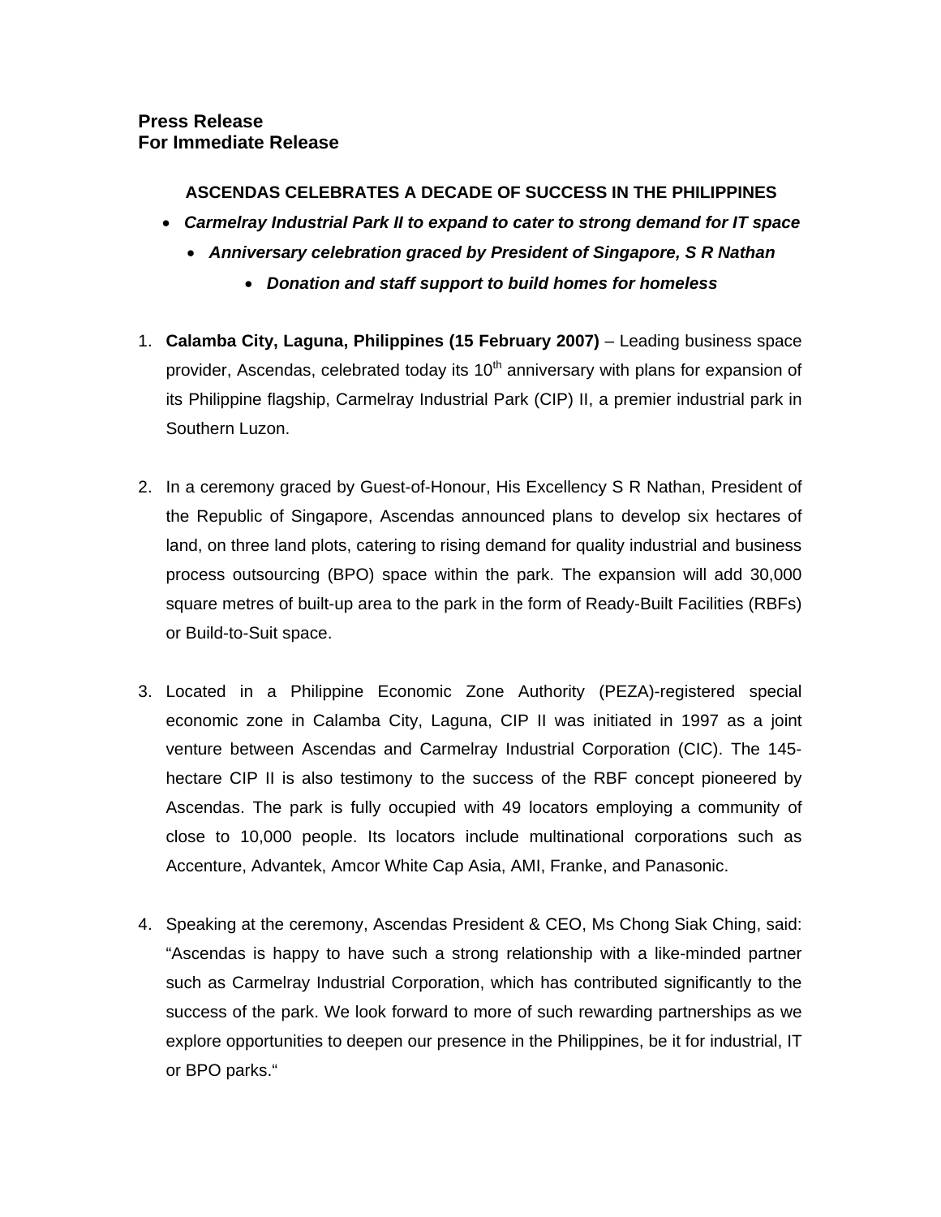**Press Release**
**For Immediate Release**

## ASCENDAS CELEBRATES A DECADE OF SUCCESS IN THE PHILIPPINES

- ***Carmelray Industrial Park II to expand to cater to strong demand for IT space***
- ***Anniversary celebration graced by President of Singapore, S R Nathan***
- ***Donation and staff support to build homes for homeless***

1. **Calamba City, Laguna, Philippines (15 February 2007)** – Leading business space provider, Ascendas, celebrated today its 10th anniversary with plans for expansion of its Philippine flagship, Carmelray Industrial Park (CIP) II, a premier industrial park in Southern Luzon.

2. In a ceremony graced by Guest-of-Honour, His Excellency S R Nathan, President of the Republic of Singapore, Ascendas announced plans to develop six hectares of land, on three land plots, catering to rising demand for quality industrial and business process outsourcing (BPO) space within the park. The expansion will add 30,000 square metres of built-up area to the park in the form of Ready-Built Facilities (RBFs) or Build-to-Suit space.

3. Located in a Philippine Economic Zone Authority (PEZA)-registered special economic zone in Calamba City, Laguna, CIP II was initiated in 1997 as a joint venture between Ascendas and Carmelray Industrial Corporation (CIC). The 145-hectare CIP II is also testimony to the success of the RBF concept pioneered by Ascendas. The park is fully occupied with 49 locators employing a community of close to 10,000 people. Its locators include multinational corporations such as Accenture, Advantek, Amcor White Cap Asia, AMI, Franke, and Panasonic.

4. Speaking at the ceremony, Ascendas President & CEO, Ms Chong Siak Ching, said: "Ascendas is happy to have such a strong relationship with a like-minded partner such as Carmelray Industrial Corporation, which has contributed significantly to the success of the park. We look forward to more of such rewarding partnerships as we explore opportunities to deepen our presence in the Philippines, be it for industrial, IT or BPO parks."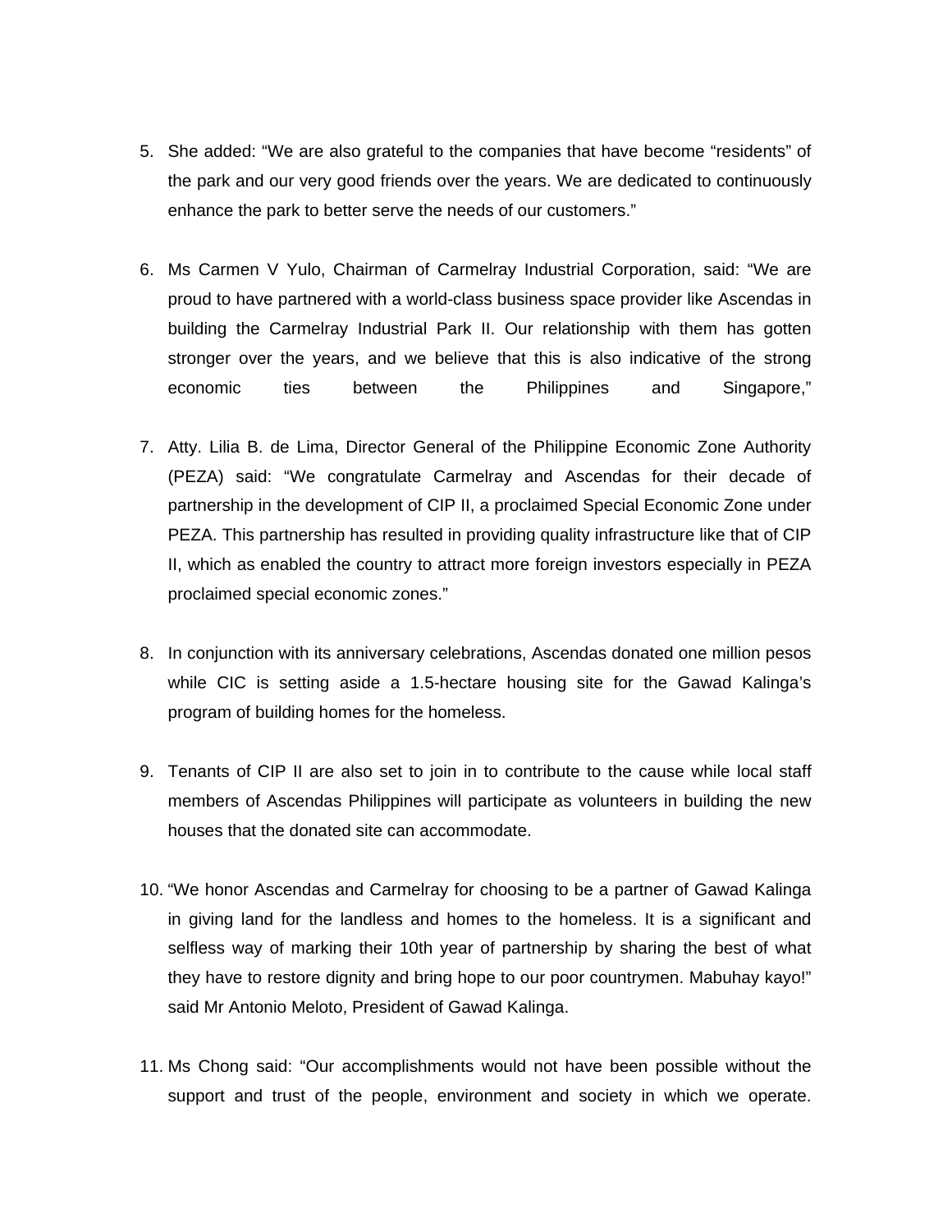5. She added: "We are also grateful to the companies that have become "residents" of the park and our very good friends over the years. We are dedicated to continuously enhance the park to better serve the needs of our customers."

6. Ms Carmen V Yulo, Chairman of Carmelray Industrial Corporation, said: "We are proud to have partnered with a world-class business space provider like Ascendas in building the Carmelray Industrial Park II. Our relationship with them has gotten stronger over the years, and we believe that this is also indicative of the strong economic ties between the Philippines and Singapore,"

7. Atty. Lilia B. de Lima, Director General of the Philippine Economic Zone Authority (PEZA) said: "We congratulate Carmelray and Ascendas for their decade of partnership in the development of CIP II, a proclaimed Special Economic Zone under PEZA. This partnership has resulted in providing quality infrastructure like that of CIP II, which as enabled the country to attract more foreign investors especially in PEZA proclaimed special economic zones."

8. In conjunction with its anniversary celebrations, Ascendas donated one million pesos while CIC is setting aside a 1.5-hectare housing site for the Gawad Kalinga's program of building homes for the homeless.

9. Tenants of CIP II are also set to join in to contribute to the cause while local staff members of Ascendas Philippines will participate as volunteers in building the new houses that the donated site can accommodate.

10. "We honor Ascendas and Carmelray for choosing to be a partner of Gawad Kalinga in giving land for the landless and homes to the homeless. It is a significant and selfless way of marking their 10th year of partnership by sharing the best of what they have to restore dignity and bring hope to our poor countrymen. Mabuhay kayo!" said Mr Antonio Meloto, President of Gawad Kalinga.

11. Ms Chong said: "Our accomplishments would not have been possible without the support and trust of the people, environment and society in which we operate.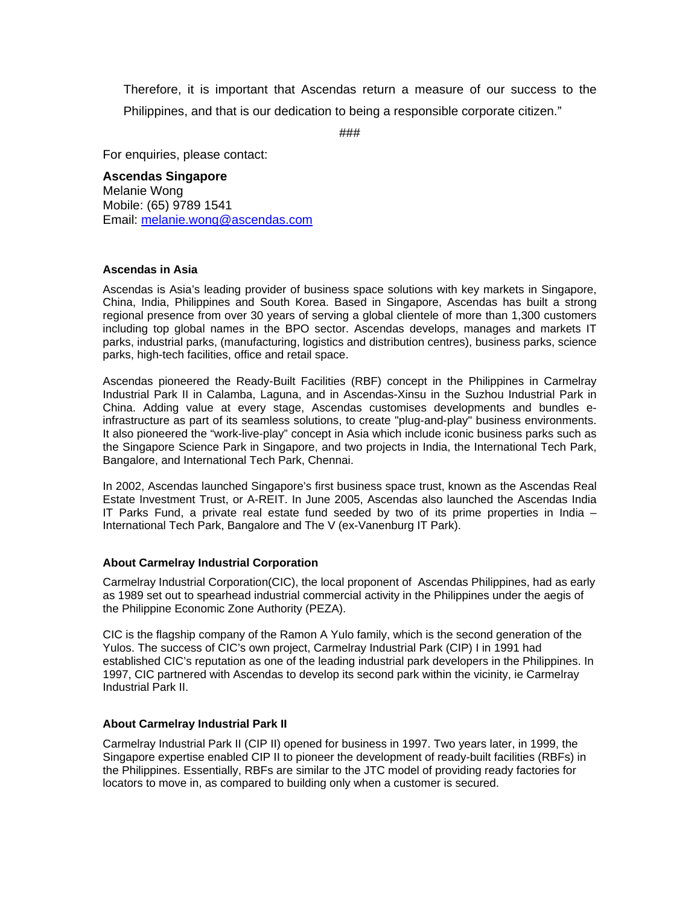Therefore, it is important that Ascendas return a measure of our success to the Philippines, and that is our dedication to being a responsible corporate citizen."

###

For enquiries, please contact:

**Ascendas Singapore**
Melanie Wong
Mobile: (65) 9789 1541
Email: melanie.wong@ascendas.com

**Ascendas in Asia**

Ascendas is Asia's leading provider of business space solutions with key markets in Singapore, China, India, Philippines and South Korea. Based in Singapore, Ascendas has built a strong regional presence from over 30 years of serving a global clientele of more than 1,300 customers including top global names in the BPO sector. Ascendas develops, manages and markets IT parks, industrial parks, (manufacturing, logistics and distribution centres), business parks, science parks, high-tech facilities, office and retail space.

Ascendas pioneered the Ready-Built Facilities (RBF) concept in the Philippines in Carmelray Industrial Park II in Calamba, Laguna, and in Ascendas-Xinsu in the Suzhou Industrial Park in China. Adding value at every stage, Ascendas customises developments and bundles e-infrastructure as part of its seamless solutions, to create "plug-and-play" business environments. It also pioneered the "work-live-play" concept in Asia which include iconic business parks such as the Singapore Science Park in Singapore, and two projects in India, the International Tech Park, Bangalore, and International Tech Park, Chennai.

In 2002, Ascendas launched Singapore's first business space trust, known as the Ascendas Real Estate Investment Trust, or A-REIT. In June 2005, Ascendas also launched the Ascendas India IT Parks Fund, a private real estate fund seeded by two of its prime properties in India – International Tech Park, Bangalore and The V (ex-Vanenburg IT Park).

**About Carmelray Industrial Corporation**

Carmelray Industrial Corporation(CIC), the local proponent of Ascendas Philippines, had as early as 1989 set out to spearhead industrial commercial activity in the Philippines under the aegis of the Philippine Economic Zone Authority (PEZA).

CIC is the flagship company of the Ramon A Yulo family, which is the second generation of the Yulos. The success of CIC's own project, Carmelray Industrial Park (CIP) I in 1991 had established CIC's reputation as one of the leading industrial park developers in the Philippines. In 1997, CIC partnered with Ascendas to develop its second park within the vicinity, ie Carmelray Industrial Park II.

**About Carmelray Industrial Park II**

Carmelray Industrial Park II (CIP II) opened for business in 1997. Two years later, in 1999, the Singapore expertise enabled CIP II to pioneer the development of ready-built facilities (RBFs) in the Philippines. Essentially, RBFs are similar to the JTC model of providing ready factories for locators to move in, as compared to building only when a customer is secured.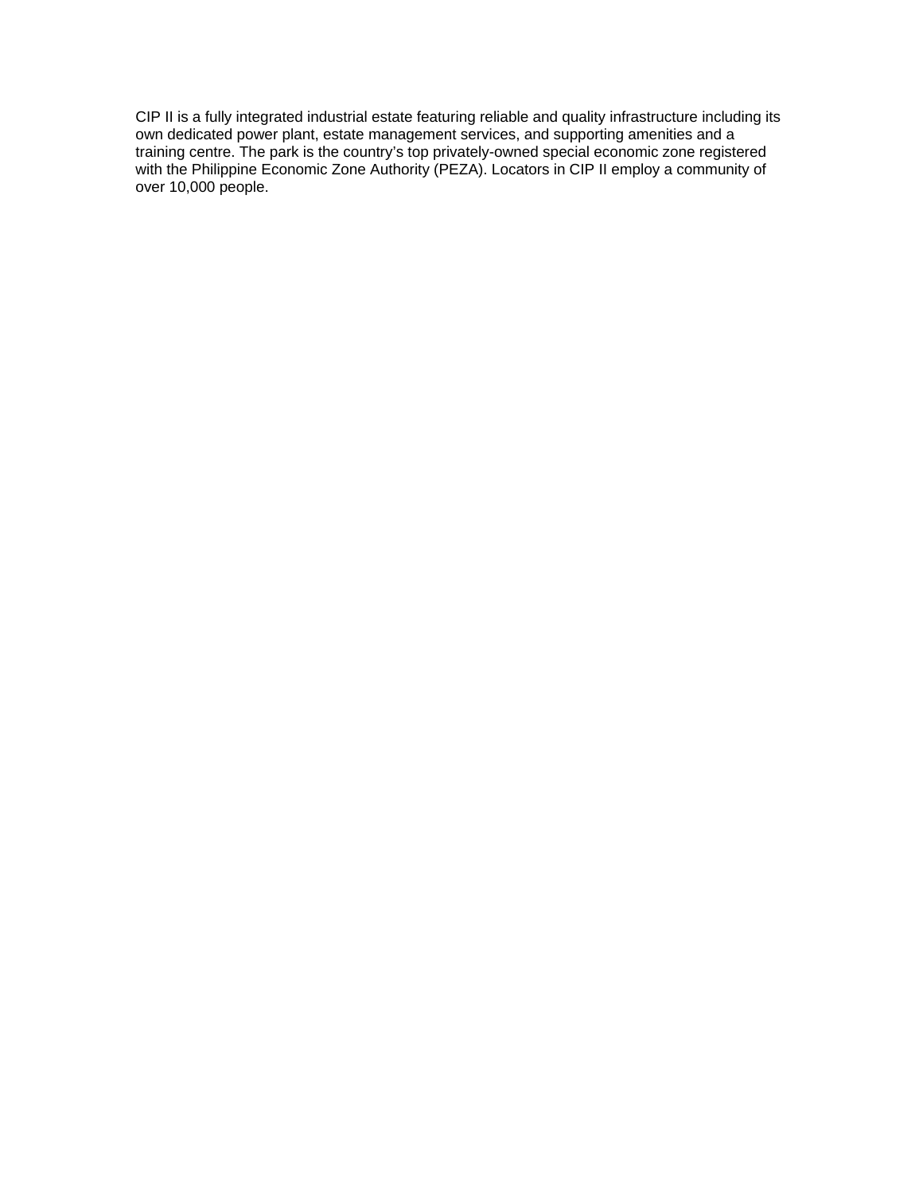CIP II is a fully integrated industrial estate featuring reliable and quality infrastructure including its own dedicated power plant, estate management services, and supporting amenities and a training centre. The park is the country's top privately-owned special economic zone registered with the Philippine Economic Zone Authority (PEZA). Locators in CIP II employ a community of over 10,000 people.